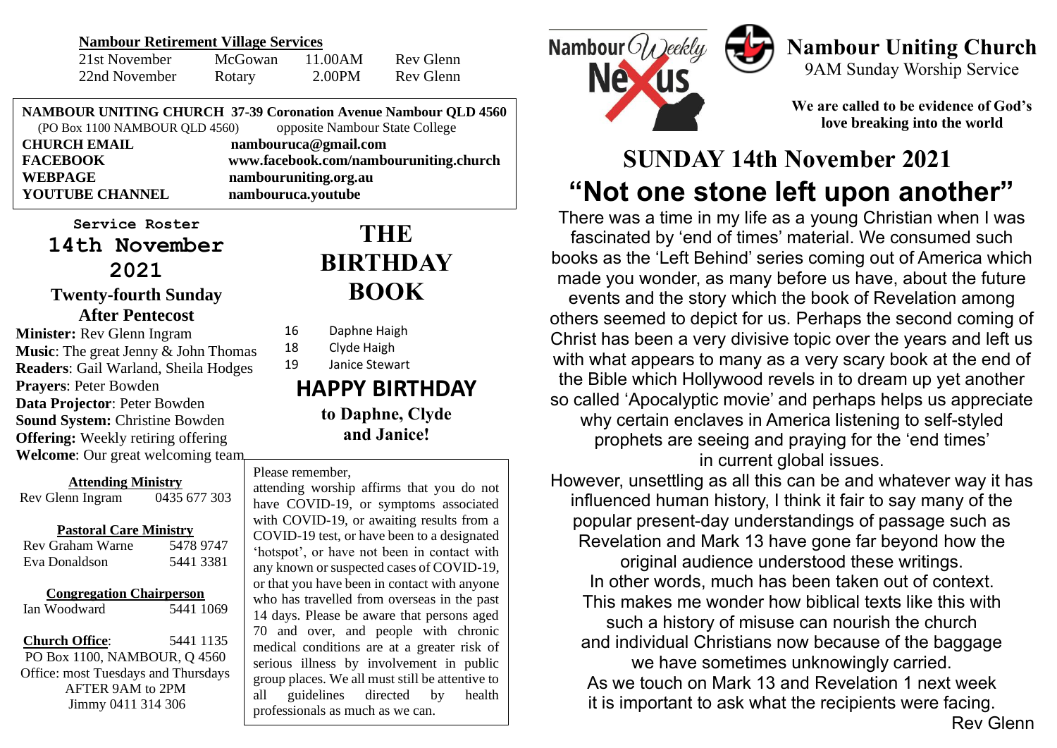**Nambour Retirement Village Services**

| | | | |
|---|---|---|---|
| 21st November | McGowan | 11.00AM | Rev Glenn |
| 22nd November | Rotary | 2.00PM | Rev Glenn |

**NAMBOUR UNITING CHURCH 37-39 Coronation Avenue Nambour QLD 4560**
(PO Box 1100 NAMBOUR QLD 4560) opposite Nambour State College

| | |
|---|---|
| **CHURCH EMAIL** | **nambouruca@gmail.com** |
| **FACEBOOK** | **www.facebook.com/nambouruniting.church** |
| **WEBPAGE** | **nambouruniting.org.au** |
| **YOUTUBE CHANNEL** | **nambouruca.youtube** |

**Service Roster**

## 14th November 2021

**Twenty-fourth Sunday After Pentecost**

**Minister:** Rev Glenn Ingram
**Music**: The great Jenny & John Thomas
**Readers**: Gail Warland, Sheila Hodges
**Prayers**: Peter Bowden
**Data Projector**: Peter Bowden
**Sound System:** Christine Bowden
**Offering:** Weekly retiring offering
**Welcome**: Our great welcoming team

**Attending Ministry**
Rev Glenn Ingram 0435 677 303

**Pastoral Care Ministry**
Rev Graham Warne 5478 9747
Eva Donaldson 5441 3381

**Congregation Chairperson**
Ian Woodward 5441 1069

**Church Office**: 5441 1135
PO Box 1100, NAMBOUR, Q 4560
Office: most Tuesdays and Thursdays
AFTER 9AM to 2PM
Jimmy 0411 314 306

## THE BIRTHDAY BOOK

16 Daphne Haigh
18 Clyde Haigh
19 Janice Stewart

## HAPPY BIRTHDAY

**to Daphne, Clyde and Janice!**

Please remember,
attending worship affirms that you do not have COVID-19, or symptoms associated with COVID-19, or awaiting results from a COVID-19 test, or have been to a designated 'hotspot', or have not been in contact with any known or suspected cases of COVID-19, or that you have been in contact with anyone who has travelled from overseas in the past 14 days. Please be aware that persons aged 70 and over, and people with chronic medical conditions are at a greater risk of serious illness by involvement in public group places. We all must still be attentive to all guidelines directed by health professionals as much as we can.

Nambour Weekly Nexus

# Nambour Uniting Church

9AM Sunday Worship Service

**We are called to be evidence of God's love breaking into the world**

# SUNDAY 14th November 2021

# "Not one stone left upon another"

There was a time in my life as a young Christian when I was fascinated by 'end of times' material. We consumed such books as the 'Left Behind' series coming out of America which made you wonder, as many before us have, about the future events and the story which the book of Revelation among others seemed to depict for us. Perhaps the second coming of Christ has been a very divisive topic over the years and left us with what appears to many as a very scary book at the end of the Bible which Hollywood revels in to dream up yet another so called 'Apocalyptic movie' and perhaps helps us appreciate why certain enclaves in America listening to self-styled prophets are seeing and praying for the 'end times' in current global issues.

However, unsettling as all this can be and whatever way it has influenced human history, I think it fair to say many of the popular present-day understandings of passage such as Revelation and Mark 13 have gone far beyond how the original audience understood these writings.

In other words, much has been taken out of context.

This makes me wonder how biblical texts like this with such a history of misuse can nourish the church and individual Christians now because of the baggage we have sometimes unknowingly carried.

As we touch on Mark 13 and Revelation 1 next week it is important to ask what the recipients were facing.

Rev Glenn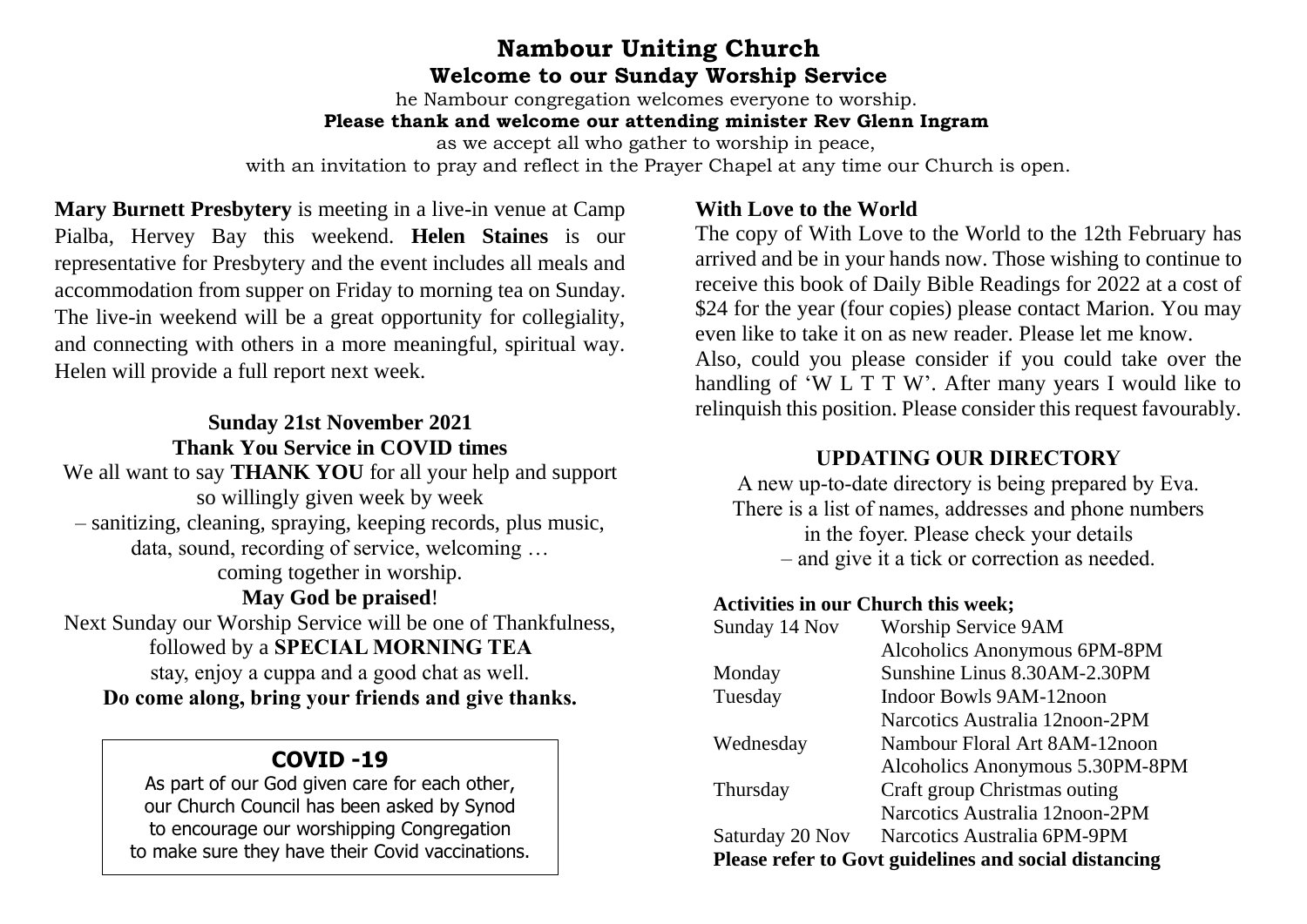# Nambour Uniting Church

## Welcome to our Sunday Worship Service

he Nambour congregation welcomes everyone to worship.

**Please thank and welcome our attending minister Rev Glenn Ingram**

as we accept all who gather to worship in peace,

with an invitation to pray and reflect in the Prayer Chapel at any time our Church is open.

**Mary Burnett Presbytery** is meeting in a live-in venue at Camp Pialba, Hervey Bay this weekend. **Helen Staines** is our representative for Presbytery and the event includes all meals and accommodation from supper on Friday to morning tea on Sunday. The live-in weekend will be a great opportunity for collegiality, and connecting with others in a more meaningful, spiritual way. Helen will provide a full report next week.

**Sunday 21st November 2021**

**Thank You Service in COVID times**

We all want to say **THANK YOU** for all your help and support so willingly given week by week

– sanitizing, cleaning, spraying, keeping records, plus music, data, sound, recording of service, welcoming …

coming together in worship.

**May God be praised**!

Next Sunday our Worship Service will be one of Thankfulness, followed by a **SPECIAL MORNING TEA**

stay, enjoy a cuppa and a good chat as well.

**Do come along, bring your friends and give thanks.**

**COVID -19**

As part of our God given care for each other, our Church Council has been asked by Synod to encourage our worshipping Congregation to make sure they have their Covid vaccinations.

**With Love to the World**

The copy of With Love to the World to the 12th February has arrived and be in your hands now. Those wishing to continue to receive this book of Daily Bible Readings for 2022 at a cost of $24 for the year (four copies) please contact Marion. You may even like to take it on as new reader. Please let me know.

Also, could you please consider if you could take over the handling of 'W L T T W'. After many years I would like to relinquish this position. Please consider this request favourably.

**UPDATING OUR DIRECTORY**

A new up-to-date directory is being prepared by Eva. There is a list of names, addresses and phone numbers in the foyer. Please check your details – and give it a tick or correction as needed.

**Activities in our Church this week;**

| | |
|---|---|
| Sunday 14 Nov | Worship Service 9AM |
| | Alcoholics Anonymous 6PM-8PM |
| Monday | Sunshine Linus 8.30AM-2.30PM |
| Tuesday | Indoor Bowls 9AM-12noon |
| | Narcotics Australia 12noon-2PM |
| Wednesday | Nambour Floral Art 8AM-12noon |
| | Alcoholics Anonymous 5.30PM-8PM |
| Thursday | Craft group Christmas outing |
| | Narcotics Australia 12noon-2PM |
| Saturday 20 Nov | Narcotics Australia 6PM-9PM |

**Please refer to Govt guidelines and social distancing**